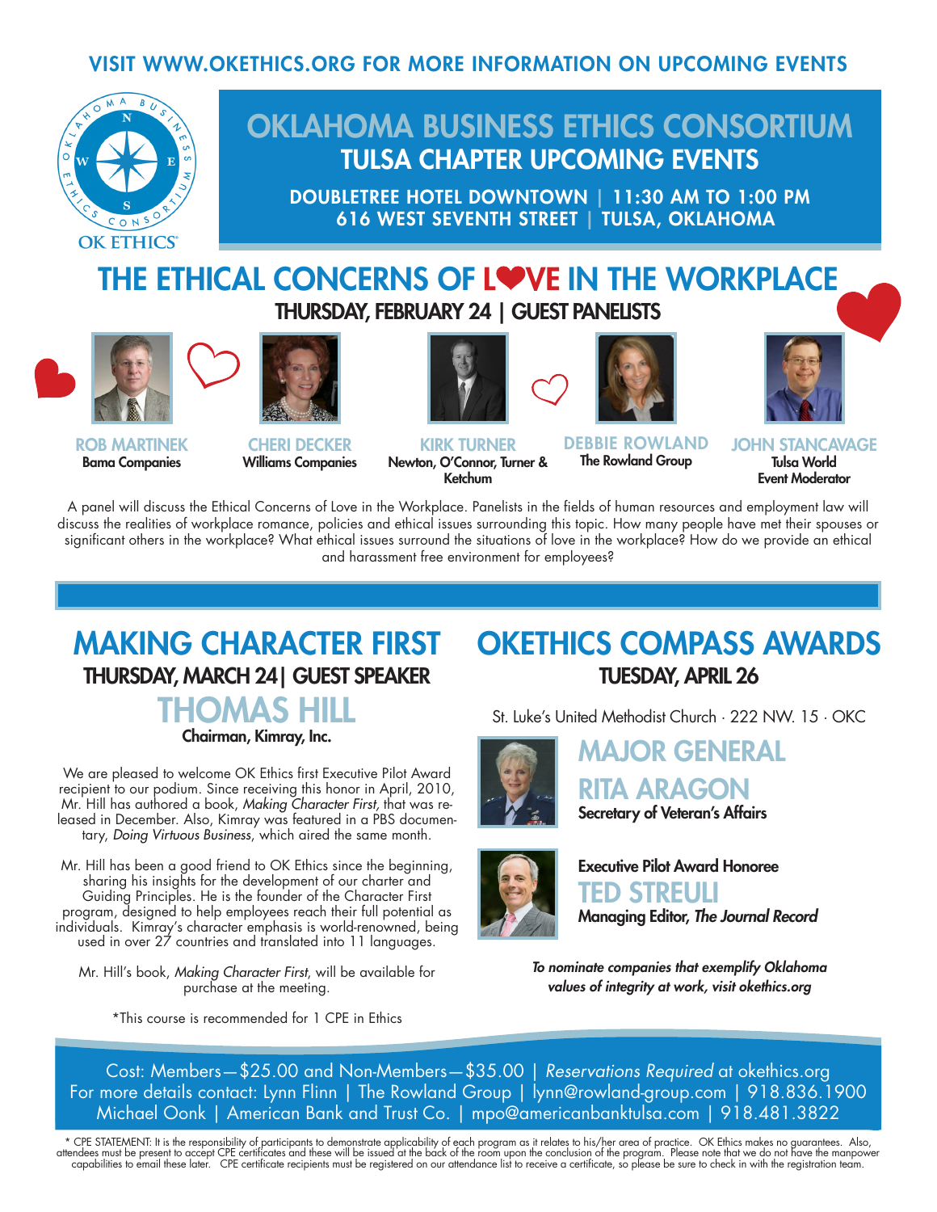VISIT WWW.OKETHICS.ORG FOR MORE INFORMATION ON UPCOMING EVENTS

OK ETHICS®

# OKLAHOMA BUSINESS ETHICS CONSORTIUM

## TULSA CHAPTER UPCOMING EVENTS

**DOUBLETREE HOTEL DOWNTOWN | 11:30 AM TO 1:00 PM**
**616 WEST SEVENTH STREET | TULSA, OKLAHOMA**

# THE ETHICAL CONCERNS OF LOVE IN THE WORKPLACE

### THURSDAY, FEBRUARY 24 | GUEST PANELISTS

**ROB MARTINEK**
Bama Companies

**CHERI DECKER**
Williams Companies

**KIRK TURNER**
Newton, O'Connor, Turner & Ketchum

**DEBBIE ROWLAND**
The Rowland Group

**JOHN STANCAVAGE**
Tulsa World
Event Moderator

A panel will discuss the Ethical Concerns of Love in the Workplace. Panelists in the fields of human resources and employment law will discuss the realities of workplace romance, policies and ethical issues surrounding this topic. How many people have met their spouses or significant others in the workplace? What ethical issues surround the situations of love in the workplace? How do we provide an ethical and harassment free environment for employees?

# MAKING CHARACTER FIRST

### THURSDAY, MARCH 24| GUEST SPEAKER

## THOMAS HILL

Chairman, Kimray, Inc.

We are pleased to welcome OK Ethics first Executive Pilot Award recipient to our podium. Since receiving this honor in April, 2010, Mr. Hill has authored a book, *Making Character First,* that was released in December. Also, Kimray was featured in a PBS documentary, *Doing Virtuous Business*, which aired the same month.

Mr. Hill has been a good friend to OK Ethics since the beginning, sharing his insights for the development of our charter and Guiding Principles. He is the founder of the Character First program, designed to help employees reach their full potential as individuals. Kimray's character emphasis is world-renowned, being used in over 27 countries and translated into 11 languages.

Mr. Hill's book, *Making Character First*, will be available for purchase at the meeting.

*This course is recommended for 1 CPE in Ethics

# OKETHICS COMPASS AWARDS

### TUESDAY, APRIL 26

St. Luke's United Methodist Church · 222 NW. 15 · OKC

## MAJOR GENERAL RITA ARAGON

Secretary of Veteran's Affairs

Executive Pilot Award Honoree

## TED STREULI

Managing Editor, *The Journal Record*

*To nominate companies that exemplify Oklahoma values of integrity at work, visit okethics.org*

Cost: Members—$25.00 and Non-Members—$35.00 | *Reservations Required* at okethics.org
For more details contact: Lynn Flinn | The Rowland Group | lynn@rowland-group.com | 918.836.1900
Michael Oonk | American Bank and Trust Co. | mpo@americanbanktulsa.com | 918.481.3822

* CPE STATEMENT: It is the responsibility of participants to demonstrate applicability of each program as it relates to his/her area of practice. OK Ethics makes no guarantees. Also, attendees must be present to accept CPE certificates and these will be issued at the back of the room upon the conclusion of the program. Please note that we do not have the manpower capabilities to email these later. CPE certificate recipients must be registered on our attendance list to receive a certificate, so please be sure to check in with the registration team.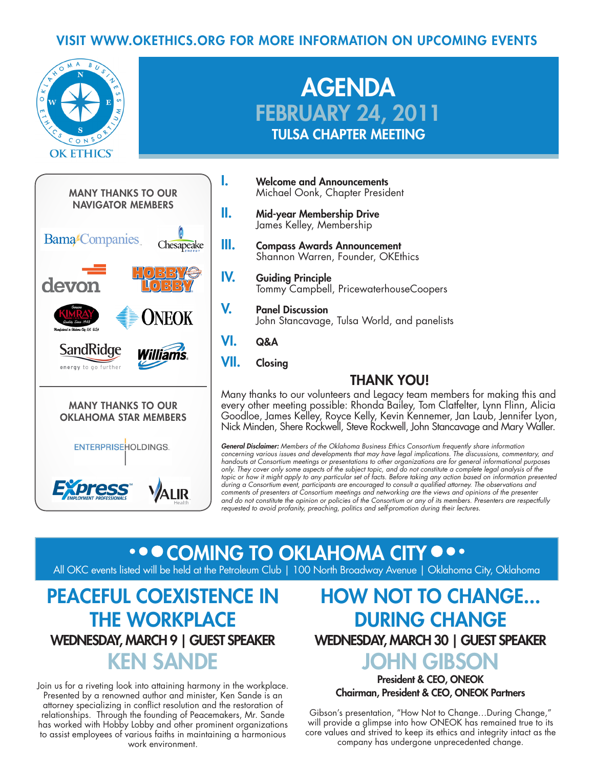VISIT WWW.OKETHICS.ORG FOR MORE INFORMATION ON UPCOMING EVENTS

OK ETHICS

# AGENDA
## FEBRUARY 24, 2011
### TULSA CHAPTER MEETING

**I. Welcome and Announcements**
Michael Oonk, Chapter President

**II. Mid-year Membership Drive**
James Kelley, Membership

**III. Compass Awards Announcement**
Shannon Warren, Founder, OKEthics

**IV. Guiding Principle**
Tommy Campbell, PricewaterhouseCoopers

**V. Panel Discussion**
John Stancavage, Tulsa World, and panelists

**VI. Q&A**

**VII. Closing**

### THANK YOU!

Many thanks to our volunteers and Legacy team members for making this and every other meeting possible: Rhonda Bailey, Tom Clatfelter, Lynn Flinn, Alicia Goodloe, James Kelley, Royce Kelly, Kevin Kennemer, Jan Laub, Jennifer Lyon, Nick Minden, Shere Rockwell, Steve Rockwell, John Stancavage and Mary Waller.

***General Disclaimer:*** *Members of the Oklahoma Business Ethics Consortium frequently share information concerning various issues and developments that may have legal implications. The discussions, commentary, and handouts at Consortium meetings or presentations to other organizations are for general informational purposes only. They cover only some aspects of the subject topic, and do not constitute a complete legal analysis of the topic or how it might apply to any particular set of facts. Before taking any action based on information presented during a Consortium event, participants are encouraged to consult a qualified attorney. The observations and comments of presenters at Consortium meetings and networking are the views and opinions of the presenter and do not constitute the opinion or policies of the Consortium or any of its members. Presenters are respectfully requested to avoid profanity, preaching, politics and self-promotion during their lectures.*

MANY THANKS TO OUR NAVIGATOR MEMBERS

Bama Companies, Chesapeake Energy, devon, Hobby Lobby, Kimray, ONEOK, SandRidge energy to go further, Williams

MANY THANKS TO OUR OKLAHOMA STAR MEMBERS

Enterprise Holdings, Express Employment Professionals, Valir Health

## COMING TO OKLAHOMA CITY

All OKC events listed will be held at the Petroleum Club | 100 North Broadway Avenue | Oklahoma City, Oklahoma

## PEACEFUL COEXISTENCE IN THE WORKPLACE

**WEDNESDAY, MARCH 9 | GUEST SPEAKER**

### KEN SANDE

Join us for a riveting look into attaining harmony in the workplace. Presented by a renowned author and minister, Ken Sande is an attorney specializing in conflict resolution and the restoration of relationships. Through the founding of Peacemakers, Mr. Sande has worked with Hobby Lobby and other prominent organizations to assist employees of various faiths in maintaining a harmonious work environment.

## HOW NOT TO CHANGE... DURING CHANGE

**WEDNESDAY, MARCH 30 | GUEST SPEAKER**

### JOHN GIBSON

**President & CEO, ONEOK**
**Chairman, President & CEO, ONEOK Partners**

Gibson's presentation, "How Not to Change…During Change," will provide a glimpse into how ONEOK has remained true to its core values and strived to keep its ethics and integrity intact as the company has undergone unprecedented change.